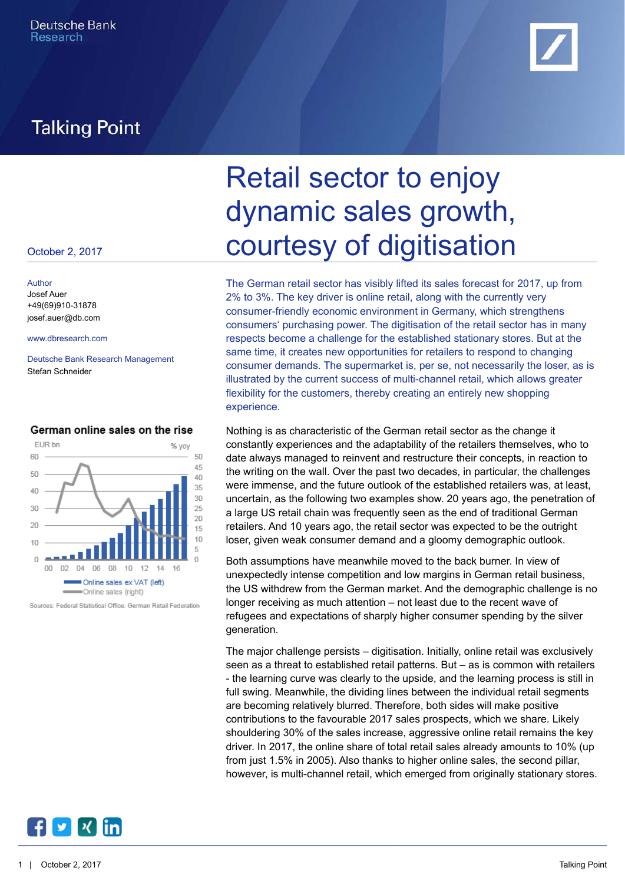Deutsche Bank
Research

# Talking Point

October 2, 2017

Author
Josef Auer
+49(69)910-31878
josef.auer@db.com

www.dbresearch.com

Deutsche Bank Research Management
Stefan Schneider

# Retail sector to enjoy dynamic sales growth, courtesy of digitisation

The German retail sector has visibly lifted its sales forecast for 2017, up from 2% to 3%. The key driver is online retail, along with the currently very consumer-friendly economic environment in Germany, which strengthens consumers' purchasing power. The digitisation of the retail sector has in many respects become a challenge for the established stationary stores. But at the same time, it creates new opportunities for retailers to respond to changing consumer demands. The supermarket is, per se, not necessarily the loser, as is illustrated by the current success of multi-channel retail, which allows greater flexibility for the customers, thereby creating an entirely new shopping experience.

Nothing is as characteristic of the German retail sector as the change it constantly experiences and the adaptability of the retailers themselves, who to date always managed to reinvent and restructure their concepts, in reaction to the writing on the wall. Over the past two decades, in particular, the challenges were immense, and the future outlook of the established retailers was, at least, uncertain, as the following two examples show. 20 years ago, the penetration of a large US retail chain was frequently seen as the end of traditional German retailers. And 10 years ago, the retail sector was expected to be the outright loser, given weak consumer demand and a gloomy demographic outlook.

Both assumptions have meanwhile moved to the back burner. In view of unexpectedly intense competition and low margins in German retail business, the US withdrew from the German market. And the demographic challenge is no longer receiving as much attention – not least due to the recent wave of refugees and expectations of sharply higher consumer spending by the silver generation.

The major challenge persists – digitisation. Initially, online retail was exclusively seen as a threat to established retail patterns. But – as is common with retailers - the learning curve was clearly to the upside, and the learning process is still in full swing. Meanwhile, the dividing lines between the individual retail segments are becoming relatively blurred. Therefore, both sides will make positive contributions to the favourable 2017 sales prospects, which we share. Likely shouldering 30% of the sales increase, aggressive online retail remains the key driver. In 2017, the online share of total retail sales already amounts to 10% (up from just 1.5% in 2005). Also thanks to higher online sales, the second pillar, however, is multi-channel retail, which emerged from originally stationary stores.

**German online sales on the rise**

EUR bn | % yoy

Online sales ex VAT (left)
Online sales (right)

Sources: Federal Statistical Office. German Retail Federation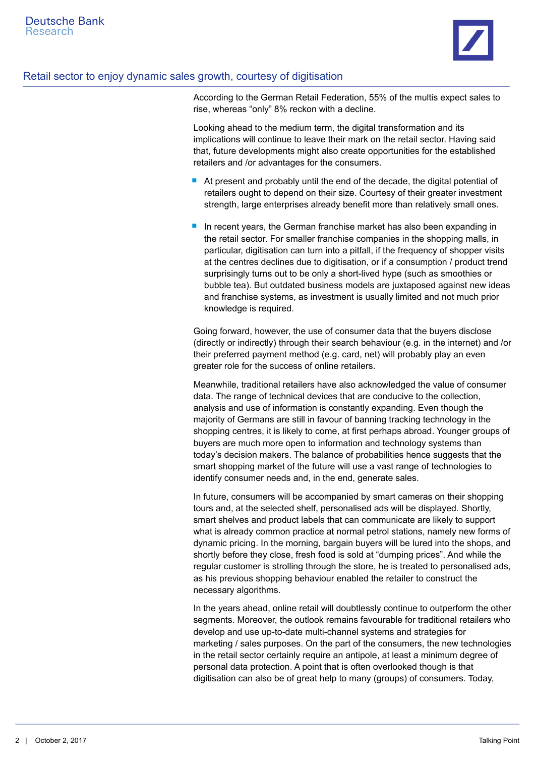According to the German Retail Federation, 55% of the multis expect sales to rise, whereas "only" 8% reckon with a decline.

Looking ahead to the medium term, the digital transformation and its implications will continue to leave their mark on the retail sector. Having said that, future developments might also create opportunities for the established retailers and /or advantages for the consumers.

- At present and probably until the end of the decade, the digital potential of retailers ought to depend on their size. Courtesy of their greater investment strength, large enterprises already benefit more than relatively small ones.

- In recent years, the German franchise market has also been expanding in the retail sector. For smaller franchise companies in the shopping malls, in particular, digitisation can turn into a pitfall, if the frequency of shopper visits at the centres declines due to digitisation, or if a consumption / product trend surprisingly turns out to be only a short-lived hype (such as smoothies or bubble tea). But outdated business models are juxtaposed against new ideas and franchise systems, as investment is usually limited and not much prior knowledge is required.

Going forward, however, the use of consumer data that the buyers disclose (directly or indirectly) through their search behaviour (e.g. in the internet) and /or their preferred payment method (e.g. card, net) will probably play an even greater role for the success of online retailers.

Meanwhile, traditional retailers have also acknowledged the value of consumer data. The range of technical devices that are conducive to the collection, analysis and use of information is constantly expanding. Even though the majority of Germans are still in favour of banning tracking technology in the shopping centres, it is likely to come, at first perhaps abroad. Younger groups of buyers are much more open to information and technology systems than today's decision makers. The balance of probabilities hence suggests that the smart shopping market of the future will use a vast range of technologies to identify consumer needs and, in the end, generate sales.

In future, consumers will be accompanied by smart cameras on their shopping tours and, at the selected shelf, personalised ads will be displayed. Shortly, smart shelves and product labels that can communicate are likely to support what is already common practice at normal petrol stations, namely new forms of dynamic pricing. In the morning, bargain buyers will be lured into the shops, and shortly before they close, fresh food is sold at "dumping prices". And while the regular customer is strolling through the store, he is treated to personalised ads, as his previous shopping behaviour enabled the retailer to construct the necessary algorithms.

In the years ahead, online retail will doubtlessly continue to outperform the other segments. Moreover, the outlook remains favourable for traditional retailers who develop and use up-to-date multi-channel systems and strategies for marketing / sales purposes. On the part of the consumers, the new technologies in the retail sector certainly require an antipole, at least a minimum degree of personal data protection. A point that is often overlooked though is that digitisation can also be of great help to many (groups) of consumers. Today,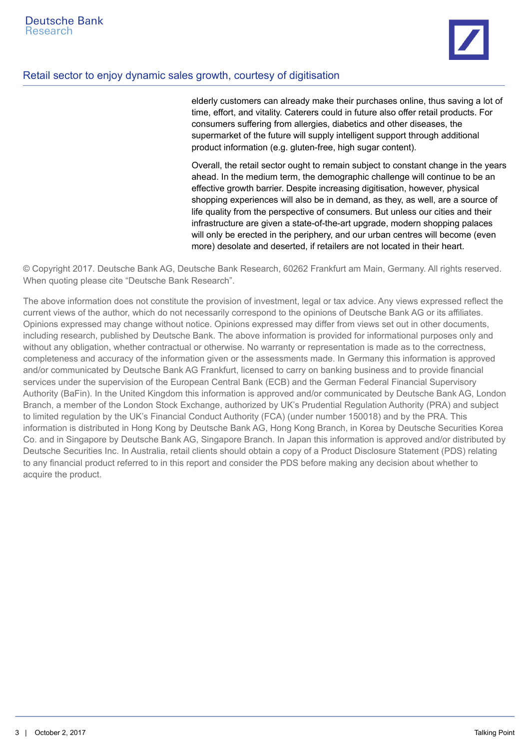elderly customers can already make their purchases online, thus saving a lot of time, effort, and vitality. Caterers could in future also offer retail products. For consumers suffering from allergies, diabetics and other diseases, the supermarket of the future will supply intelligent support through additional product information (e.g. gluten-free, high sugar content).

Overall, the retail sector ought to remain subject to constant change in the years ahead. In the medium term, the demographic challenge will continue to be an effective growth barrier. Despite increasing digitisation, however, physical shopping experiences will also be in demand, as they, as well, are a source of life quality from the perspective of consumers. But unless our cities and their infrastructure are given a state-of-the-art upgrade, modern shopping palaces will only be erected in the periphery, and our urban centres will become (even more) desolate and deserted, if retailers are not located in their heart.

© Copyright 2017. Deutsche Bank AG, Deutsche Bank Research, 60262 Frankfurt am Main, Germany. All rights reserved. When quoting please cite "Deutsche Bank Research".

The above information does not constitute the provision of investment, legal or tax advice. Any views expressed reflect the current views of the author, which do not necessarily correspond to the opinions of Deutsche Bank AG or its affiliates. Opinions expressed may change without notice. Opinions expressed may differ from views set out in other documents, including research, published by Deutsche Bank. The above information is provided for informational purposes only and without any obligation, whether contractual or otherwise. No warranty or representation is made as to the correctness, completeness and accuracy of the information given or the assessments made. In Germany this information is approved and/or communicated by Deutsche Bank AG Frankfurt, licensed to carry on banking business and to provide financial services under the supervision of the European Central Bank (ECB) and the German Federal Financial Supervisory Authority (BaFin). In the United Kingdom this information is approved and/or communicated by Deutsche Bank AG, London Branch, a member of the London Stock Exchange, authorized by UK's Prudential Regulation Authority (PRA) and subject to limited regulation by the UK's Financial Conduct Authority (FCA) (under number 150018) and by the PRA. This information is distributed in Hong Kong by Deutsche Bank AG, Hong Kong Branch, in Korea by Deutsche Securities Korea Co. and in Singapore by Deutsche Bank AG, Singapore Branch. In Japan this information is approved and/or distributed by Deutsche Securities Inc. In Australia, retail clients should obtain a copy of a Product Disclosure Statement (PDS) relating to any financial product referred to in this report and consider the PDS before making any decision about whether to acquire the product.